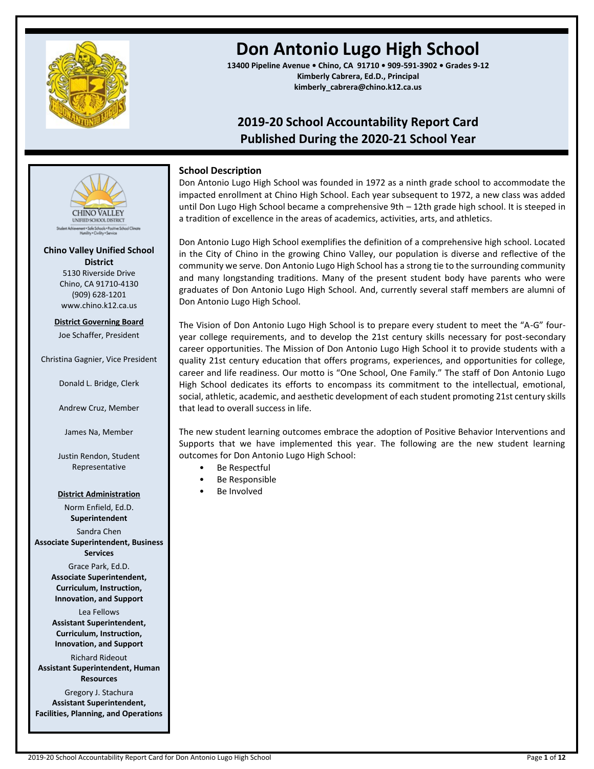# Don Antonio Lugo High School

**13400 Pipeline Avenue • Chino, CA 91710 • 909-591-3902 • Grades 9-12**
**Kimberly Cabrera, Ed.D., Principal**
**kimberly_cabrera@chino.k12.ca.us**

## 2019-20 School Accountability Report Card
## Published During the 2020-21 School Year

**Chino Valley Unified School District**
5130 Riverside Drive
Chino, CA 91710-4130
(909) 628-1201
www.chino.k12.ca.us

**District Governing Board**

Joe Schaffer, President

Christina Gagnier, Vice President

Donald L. Bridge, Clerk

Andrew Cruz, Member

James Na, Member

Justin Rendon, Student Representative

**District Administration**

Norm Enfield, Ed.D.
**Superintendent**

Sandra Chen
**Associate Superintendent, Business Services**

Grace Park, Ed.D.
**Associate Superintendent, Curriculum, Instruction, Innovation, and Support**

Lea Fellows
**Assistant Superintendent, Curriculum, Instruction, Innovation, and Support**

Richard Rideout
**Assistant Superintendent, Human Resources**

Gregory J. Stachura
**Assistant Superintendent, Facilities, Planning, and Operations**

### School Description

Don Antonio Lugo High School was founded in 1972 as a ninth grade school to accommodate the impacted enrollment at Chino High School. Each year subsequent to 1972, a new class was added until Don Lugo High School became a comprehensive 9th – 12th grade high school. It is steeped in a tradition of excellence in the areas of academics, activities, arts, and athletics.

Don Antonio Lugo High School exemplifies the definition of a comprehensive high school. Located in the City of Chino in the growing Chino Valley, our population is diverse and reflective of the community we serve. Don Antonio Lugo High School has a strong tie to the surrounding community and many longstanding traditions. Many of the present student body have parents who were graduates of Don Antonio Lugo High School. And, currently several staff members are alumni of Don Antonio Lugo High School.

The Vision of Don Antonio Lugo High School is to prepare every student to meet the "A-G" four-year college requirements, and to develop the 21st century skills necessary for post-secondary career opportunities. The Mission of Don Antonio Lugo High School it to provide students with a quality 21st century education that offers programs, experiences, and opportunities for college, career and life readiness. Our motto is "One School, One Family." The staff of Don Antonio Lugo High School dedicates its efforts to encompass its commitment to the intellectual, emotional, social, athletic, academic, and aesthetic development of each student promoting 21st century skills that lead to overall success in life.

The new student learning outcomes embrace the adoption of Positive Behavior Interventions and Supports that we have implemented this year. The following are the new student learning outcomes for Don Antonio Lugo High School:

- Be Respectful
- Be Responsible
- Be Involved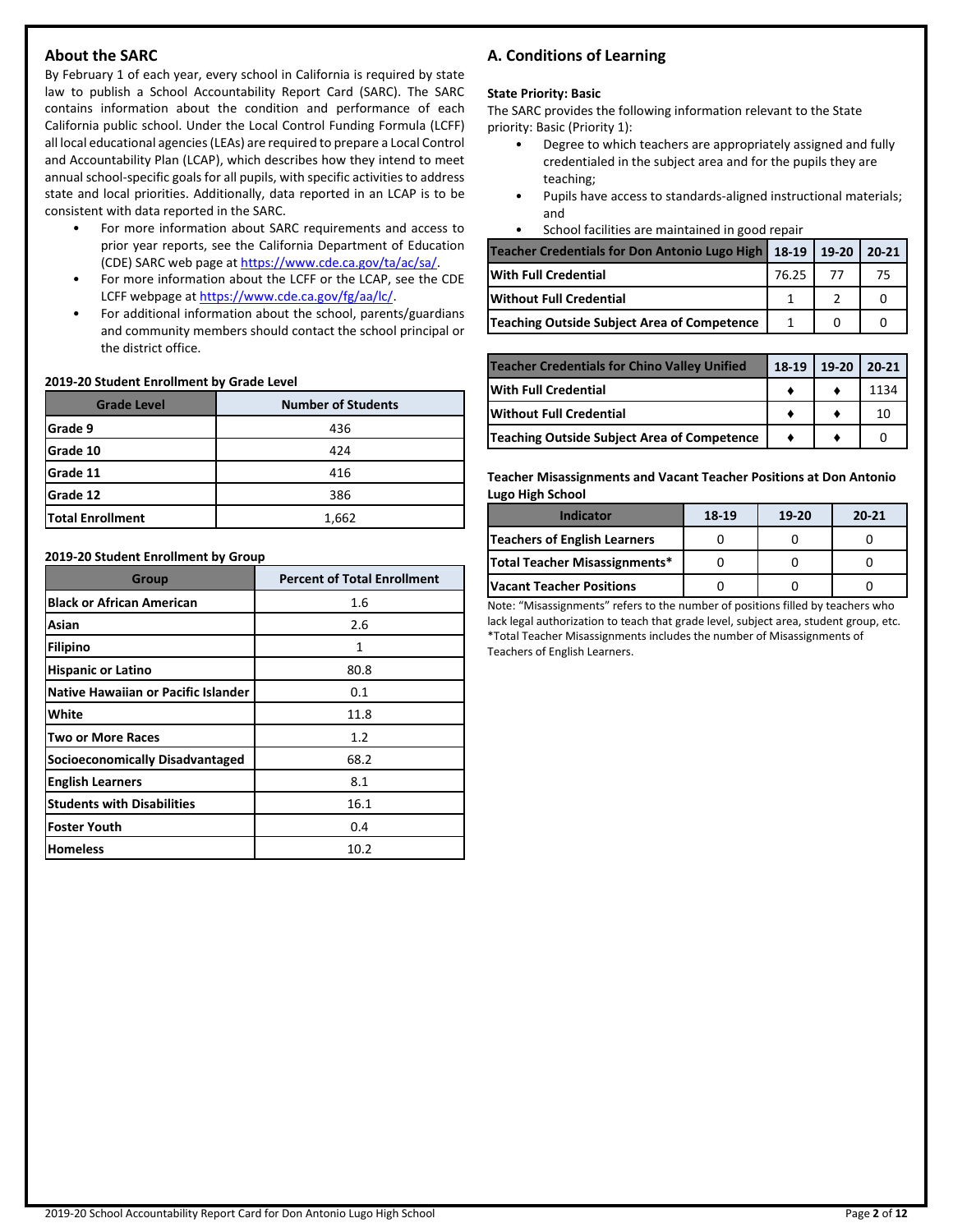## About the SARC

By February 1 of each year, every school in California is required by state law to publish a School Accountability Report Card (SARC). The SARC contains information about the condition and performance of each California public school. Under the Local Control Funding Formula (LCFF) all local educational agencies (LEAs) are required to prepare a Local Control and Accountability Plan (LCAP), which describes how they intend to meet annual school-specific goals for all pupils, with specific activities to address state and local priorities. Additionally, data reported in an LCAP is to be consistent with data reported in the SARC.

- For more information about SARC requirements and access to prior year reports, see the California Department of Education (CDE) SARC web page at https://www.cde.ca.gov/ta/ac/sa/.
- For more information about the LCFF or the LCAP, see the CDE LCFF webpage at https://www.cde.ca.gov/fg/aa/lc/.
- For additional information about the school, parents/guardians and community members should contact the school principal or the district office.

**2019-20 Student Enrollment by Grade Level**

| Grade Level | Number of Students |
|---|---|
| Grade 9 | 436 |
| Grade 10 | 424 |
| Grade 11 | 416 |
| Grade 12 | 386 |
| Total Enrollment | 1,662 |

**2019-20 Student Enrollment by Group**

| Group | Percent of Total Enrollment |
|---|---|
| Black or African American | 1.6 |
| Asian | 2.6 |
| Filipino | 1 |
| Hispanic or Latino | 80.8 |
| Native Hawaiian or Pacific Islander | 0.1 |
| White | 11.8 |
| Two or More Races | 1.2 |
| Socioeconomically Disadvantaged | 68.2 |
| English Learners | 8.1 |
| Students with Disabilities | 16.1 |
| Foster Youth | 0.4 |
| Homeless | 10.2 |

## A. Conditions of Learning

**State Priority: Basic**

The SARC provides the following information relevant to the State priority: Basic (Priority 1):

- Degree to which teachers are appropriately assigned and fully credentialed in the subject area and for the pupils they are teaching;
- Pupils have access to standards-aligned instructional materials; and
- School facilities are maintained in good repair

| Teacher Credentials for Don Antonio Lugo High | 18-19 | 19-20 | 20-21 |
|---|---|---|---|
| With Full Credential | 76.25 | 77 | 75 |
| Without Full Credential | 1 | 2 | 0 |
| Teaching Outside Subject Area of Competence | 1 | 0 | 0 |

| Teacher Credentials for Chino Valley Unified | 18-19 | 19-20 | 20-21 |
|---|---|---|---|
| With Full Credential | ♦ | ♦ | 1134 |
| Without Full Credential | ♦ | ♦ | 10 |
| Teaching Outside Subject Area of Competence | ♦ | ♦ | 0 |

**Teacher Misassignments and Vacant Teacher Positions at Don Antonio Lugo High School**

| Indicator | 18-19 | 19-20 | 20-21 |
|---|---|---|---|
| Teachers of English Learners | 0 | 0 | 0 |
| Total Teacher Misassignments* | 0 | 0 | 0 |
| Vacant Teacher Positions | 0 | 0 | 0 |

Note: "Misassignments" refers to the number of positions filled by teachers who lack legal authorization to teach that grade level, subject area, student group, etc.
*Total Teacher Misassignments includes the number of Misassignments of Teachers of English Learners.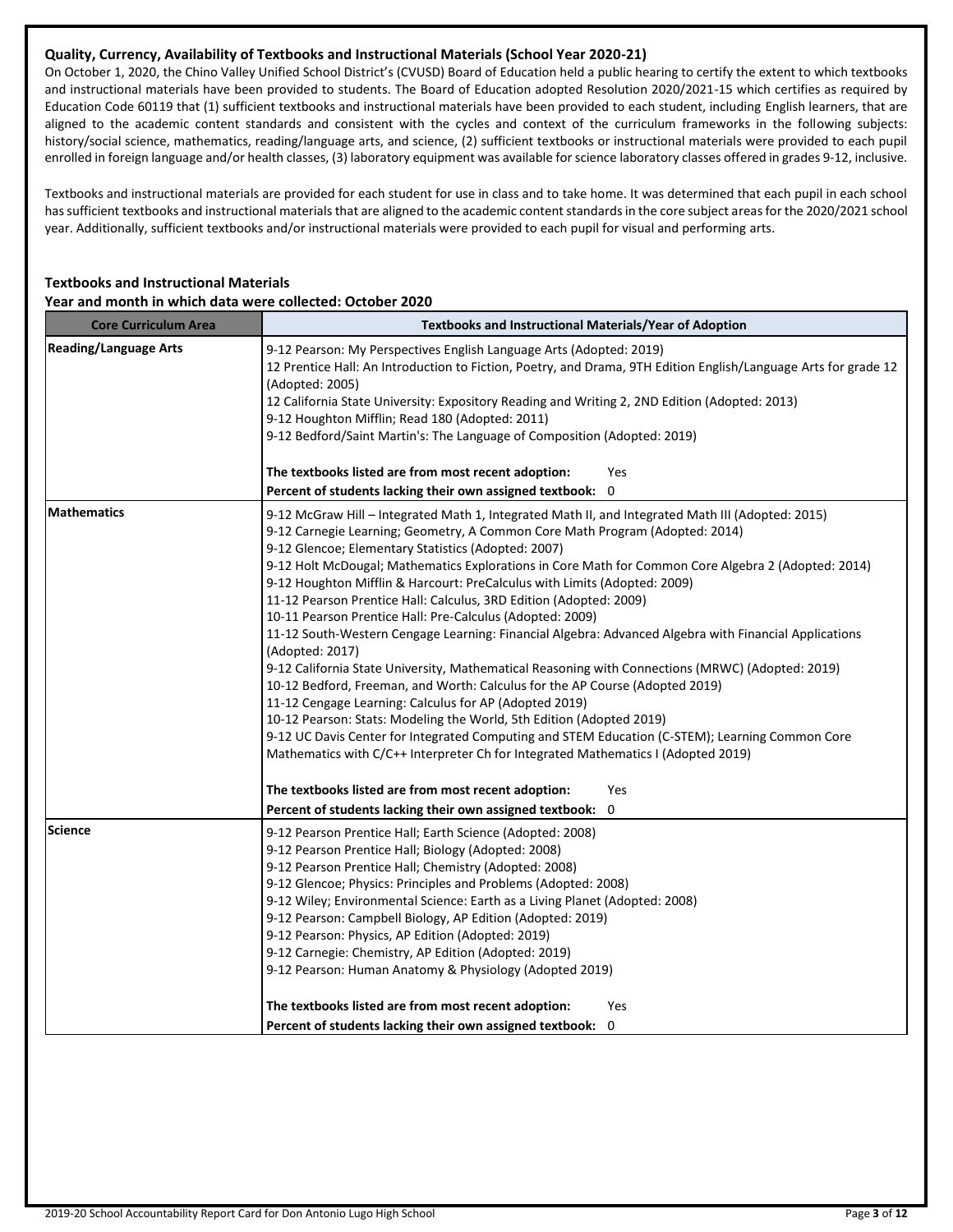**Quality, Currency, Availability of Textbooks and Instructional Materials (School Year 2020-21)**

On October 1, 2020, the Chino Valley Unified School District's (CVUSD) Board of Education held a public hearing to certify the extent to which textbooks and instructional materials have been provided to students. The Board of Education adopted Resolution 2020/2021-15 which certifies as required by Education Code 60119 that (1) sufficient textbooks and instructional materials have been provided to each student, including English learners, that are aligned to the academic content standards and consistent with the cycles and context of the curriculum frameworks in the following subjects: history/social science, mathematics, reading/language arts, and science, (2) sufficient textbooks or instructional materials were provided to each pupil enrolled in foreign language and/or health classes, (3) laboratory equipment was available for science laboratory classes offered in grades 9-12, inclusive.

Textbooks and instructional materials are provided for each student for use in class and to take home. It was determined that each pupil in each school has sufficient textbooks and instructional materials that are aligned to the academic content standards in the core subject areas for the 2020/2021 school year. Additionally, sufficient textbooks and/or instructional materials were provided to each pupil for visual and performing arts.

**Textbooks and Instructional Materials**
**Year and month in which data were collected: October 2020**

| Core Curriculum Area | Textbooks and Instructional Materials/Year of Adoption |
|---|---|
| **Reading/Language Arts** | 9-12 Pearson: My Perspectives English Language Arts (Adopted: 2019)<br>12 Prentice Hall: An Introduction to Fiction, Poetry, and Drama, 9TH Edition English/Language Arts for grade 12 (Adopted: 2005)<br>12 California State University: Expository Reading and Writing 2, 2ND Edition (Adopted: 2013)<br>9-12 Houghton Mifflin; Read 180 (Adopted: 2011)<br>9-12 Bedford/Saint Martin's: The Language of Composition (Adopted: 2019)<br><br>**The textbooks listed are from most recent adoption:** Yes<br>**Percent of students lacking their own assigned textbook:** 0 |
| **Mathematics** | 9-12 McGraw Hill – Integrated Math 1, Integrated Math II, and Integrated Math III (Adopted: 2015)<br>9-12 Carnegie Learning; Geometry, A Common Core Math Program (Adopted: 2014)<br>9-12 Glencoe; Elementary Statistics (Adopted: 2007)<br>9-12 Holt McDougal; Mathematics Explorations in Core Math for Common Core Algebra 2 (Adopted: 2014)<br>9-12 Houghton Mifflin & Harcourt: PreCalculus with Limits (Adopted: 2009)<br>11-12 Pearson Prentice Hall: Calculus, 3RD Edition (Adopted: 2009)<br>10-11 Pearson Prentice Hall: Pre-Calculus (Adopted: 2009)<br>11-12 South-Western Cengage Learning: Financial Algebra: Advanced Algebra with Financial Applications (Adopted: 2017)<br>9-12 California State University, Mathematical Reasoning with Connections (MRWC) (Adopted: 2019)<br>10-12 Bedford, Freeman, and Worth: Calculus for the AP Course (Adopted 2019)<br>11-12 Cengage Learning: Calculus for AP (Adopted 2019)<br>10-12 Pearson: Stats: Modeling the World, 5th Edition (Adopted 2019)<br>9-12 UC Davis Center for Integrated Computing and STEM Education (C-STEM); Learning Common Core Mathematics with C/C++ Interpreter Ch for Integrated Mathematics I (Adopted 2019)<br><br>**The textbooks listed are from most recent adoption:** Yes<br>**Percent of students lacking their own assigned textbook:** 0 |
| **Science** | 9-12 Pearson Prentice Hall; Earth Science (Adopted: 2008)<br>9-12 Pearson Prentice Hall; Biology (Adopted: 2008)<br>9-12 Pearson Prentice Hall; Chemistry (Adopted: 2008)<br>9-12 Glencoe; Physics: Principles and Problems (Adopted: 2008)<br>9-12 Wiley; Environmental Science: Earth as a Living Planet (Adopted: 2008)<br>9-12 Pearson: Campbell Biology, AP Edition (Adopted: 2019)<br>9-12 Pearson: Physics, AP Edition (Adopted: 2019)<br>9-12 Carnegie: Chemistry, AP Edition (Adopted: 2019)<br>9-12 Pearson: Human Anatomy & Physiology (Adopted 2019)<br><br>**The textbooks listed are from most recent adoption:** Yes<br>**Percent of students lacking their own assigned textbook:** 0 |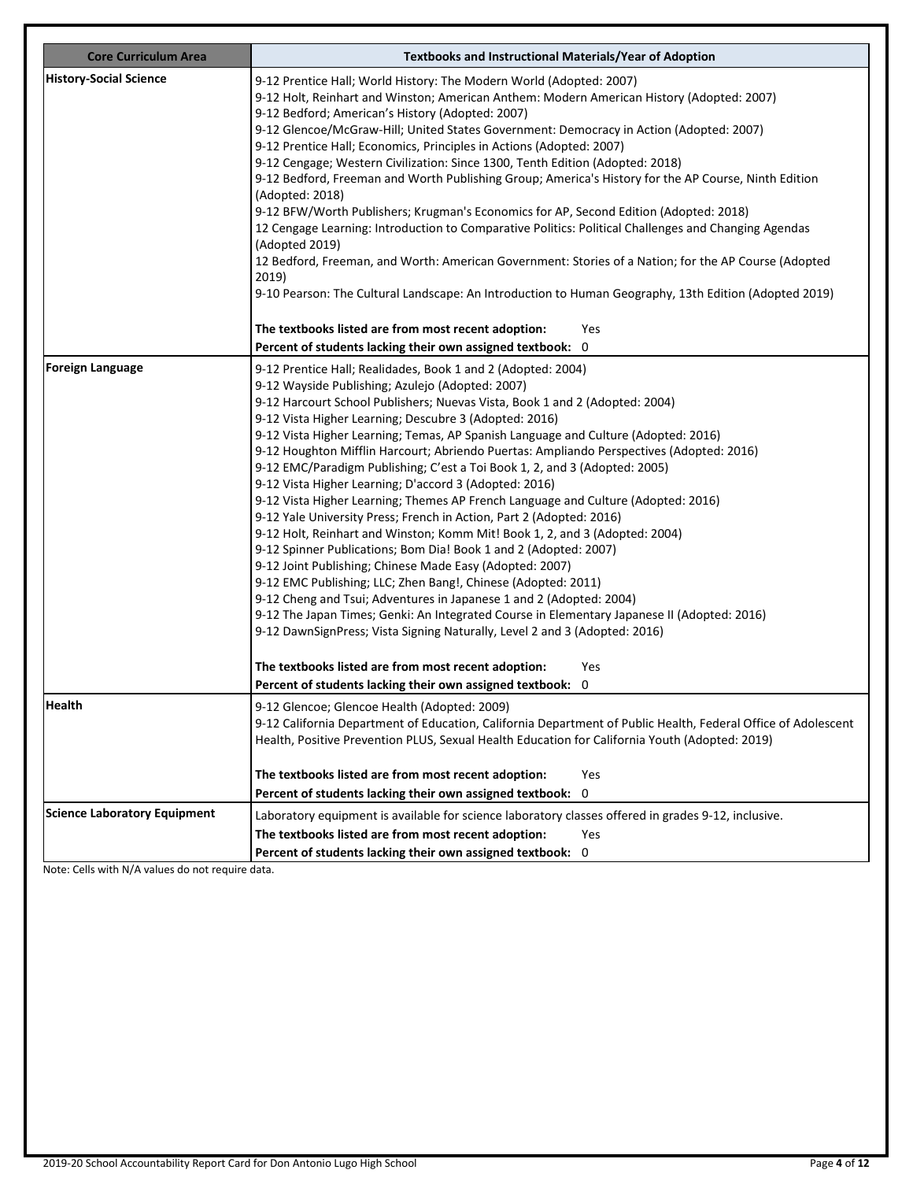| Core Curriculum Area | Textbooks and Instructional Materials/Year of Adoption |
|---|---|
| History-Social Science | 9-12 Prentice Hall; World History: The Modern World (Adopted: 2007)<br>9-12 Holt, Reinhart and Winston; American Anthem: Modern American History (Adopted: 2007)<br>9-12 Bedford; American's History (Adopted: 2007)<br>9-12 Glencoe/McGraw-Hill; United States Government: Democracy in Action (Adopted: 2007)<br>9-12 Prentice Hall; Economics, Principles in Actions (Adopted: 2007)<br>9-12 Cengage; Western Civilization: Since 1300, Tenth Edition (Adopted: 2018)<br>9-12 Bedford, Freeman and Worth Publishing Group; America's History for the AP Course, Ninth Edition (Adopted: 2018)<br>9-12 BFW/Worth Publishers; Krugman's Economics for AP, Second Edition (Adopted: 2018)<br>12 Cengage Learning: Introduction to Comparative Politics: Political Challenges and Changing Agendas (Adopted 2019)<br>12 Bedford, Freeman, and Worth: American Government: Stories of a Nation; for the AP Course (Adopted 2019)<br>9-10 Pearson: The Cultural Landscape: An Introduction to Human Geography, 13th Edition (Adopted 2019)<br><br>**The textbooks listed are from most recent adoption:** Yes<br>**Percent of students lacking their own assigned textbook:** 0 |
| Foreign Language | 9-12 Prentice Hall; Realidades, Book 1 and 2 (Adopted: 2004)<br>9-12 Wayside Publishing; Azulejo (Adopted: 2007)<br>9-12 Harcourt School Publishers; Nuevas Vista, Book 1 and 2 (Adopted: 2004)<br>9-12 Vista Higher Learning; Descubre 3 (Adopted: 2016)<br>9-12 Vista Higher Learning; Temas, AP Spanish Language and Culture (Adopted: 2016)<br>9-12 Houghton Mifflin Harcourt; Abriendo Puertas: Ampliando Perspectives (Adopted: 2016)<br>9-12 EMC/Paradigm Publishing; C'est a Toi Book 1, 2, and 3 (Adopted: 2005)<br>9-12 Vista Higher Learning; D'accord 3 (Adopted: 2016)<br>9-12 Vista Higher Learning; Themes AP French Language and Culture (Adopted: 2016)<br>9-12 Yale University Press; French in Action, Part 2 (Adopted: 2016)<br>9-12 Holt, Reinhart and Winston; Komm Mit! Book 1, 2, and 3 (Adopted: 2004)<br>9-12 Spinner Publications; Bom Dia! Book 1 and 2 (Adopted: 2007)<br>9-12 Joint Publishing; Chinese Made Easy (Adopted: 2007)<br>9-12 EMC Publishing; LLC; Zhen Bang!, Chinese (Adopted: 2011)<br>9-12 Cheng and Tsui; Adventures in Japanese 1 and 2 (Adopted: 2004)<br>9-12 The Japan Times; Genki: An Integrated Course in Elementary Japanese II (Adopted: 2016)<br>9-12 DawnSignPress; Vista Signing Naturally, Level 2 and 3 (Adopted: 2016)<br><br>**The textbooks listed are from most recent adoption:** Yes<br>**Percent of students lacking their own assigned textbook:** 0 |
| Health | 9-12 Glencoe; Glencoe Health (Adopted: 2009)<br>9-12 California Department of Education, California Department of Public Health, Federal Office of Adolescent Health, Positive Prevention PLUS, Sexual Health Education for California Youth (Adopted: 2019)<br><br>**The textbooks listed are from most recent adoption:** Yes<br>**Percent of students lacking their own assigned textbook:** 0 |
| Science Laboratory Equipment | Laboratory equipment is available for science laboratory classes offered in grades 9-12, inclusive.<br>**The textbooks listed are from most recent adoption:** Yes<br>**Percent of students lacking their own assigned textbook:** 0 |

Note: Cells with N/A values do not require data.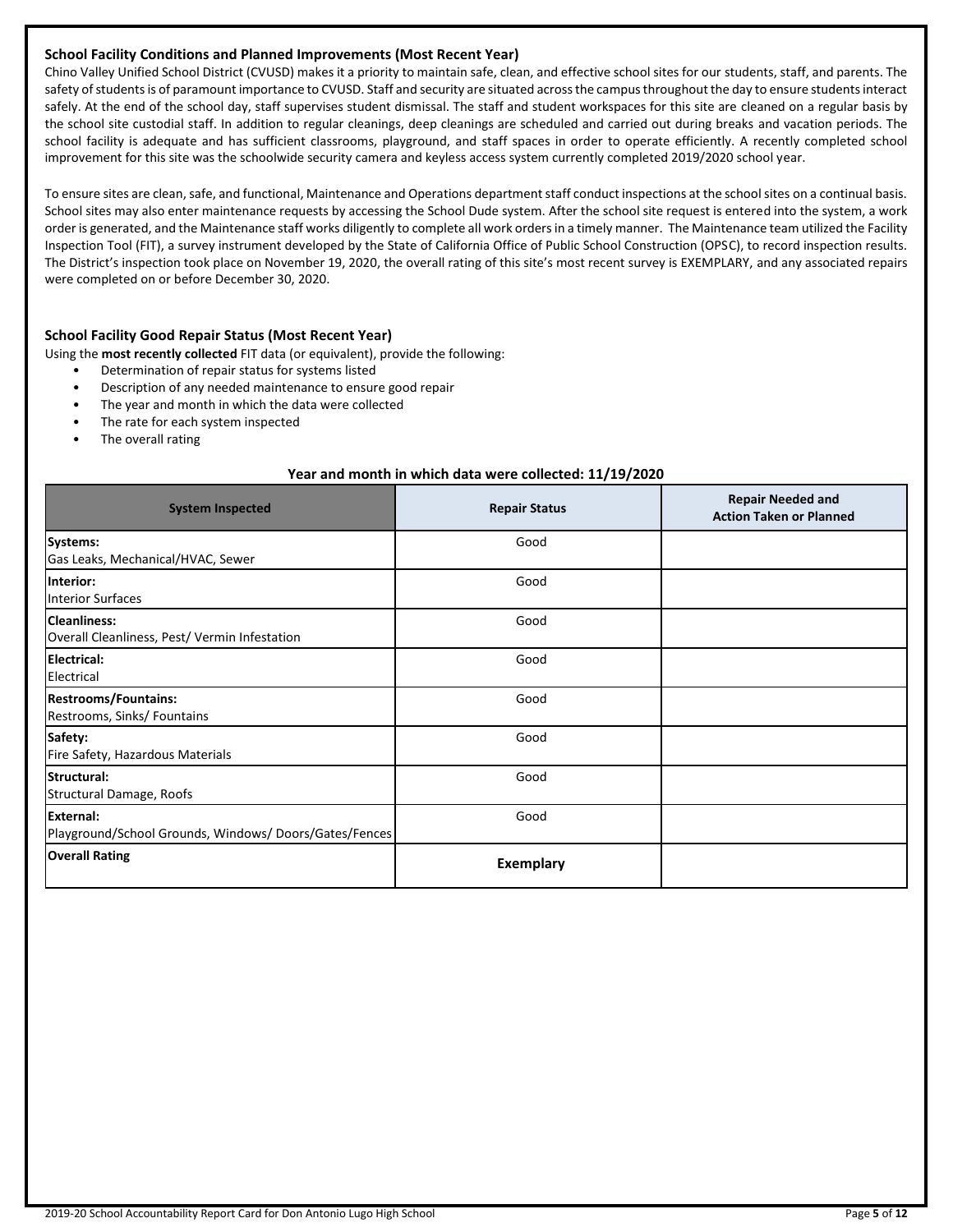### School Facility Conditions and Planned Improvements (Most Recent Year)

Chino Valley Unified School District (CVUSD) makes it a priority to maintain safe, clean, and effective school sites for our students, staff, and parents. The safety of students is of paramount importance to CVUSD. Staff and security are situated across the campus throughout the day to ensure students interact safely. At the end of the school day, staff supervises student dismissal. The staff and student workspaces for this site are cleaned on a regular basis by the school site custodial staff. In addition to regular cleanings, deep cleanings are scheduled and carried out during breaks and vacation periods. The school facility is adequate and has sufficient classrooms, playground, and staff spaces in order to operate efficiently. A recently completed school improvement for this site was the schoolwide security camera and keyless access system currently completed 2019/2020 school year.

To ensure sites are clean, safe, and functional, Maintenance and Operations department staff conduct inspections at the school sites on a continual basis. School sites may also enter maintenance requests by accessing the School Dude system. After the school site request is entered into the system, a work order is generated, and the Maintenance staff works diligently to complete all work orders in a timely manner. The Maintenance team utilized the Facility Inspection Tool (FIT), a survey instrument developed by the State of California Office of Public School Construction (OPSC), to record inspection results. The District's inspection took place on November 19, 2020, the overall rating of this site's most recent survey is EXEMPLARY, and any associated repairs were completed on or before December 30, 2020.

### School Facility Good Repair Status (Most Recent Year)

Using the **most recently collected** FIT data (or equivalent), provide the following:

- Determination of repair status for systems listed
- Description of any needed maintenance to ensure good repair
- The year and month in which the data were collected
- The rate for each system inspected
- The overall rating

**Year and month in which data were collected: 11/19/2020**

| System Inspected | Repair Status | Repair Needed and Action Taken or Planned |
|---|---|---|
| **Systems:** Gas Leaks, Mechanical/HVAC, Sewer | Good | |
| **Interior:** Interior Surfaces | Good | |
| **Cleanliness:** Overall Cleanliness, Pest/ Vermin Infestation | Good | |
| **Electrical:** Electrical | Good | |
| **Restrooms/Fountains:** Restrooms, Sinks/ Fountains | Good | |
| **Safety:** Fire Safety, Hazardous Materials | Good | |
| **Structural:** Structural Damage, Roofs | Good | |
| **External:** Playground/School Grounds, Windows/ Doors/Gates/Fences | Good | |
| **Overall Rating** | **Exemplary** | |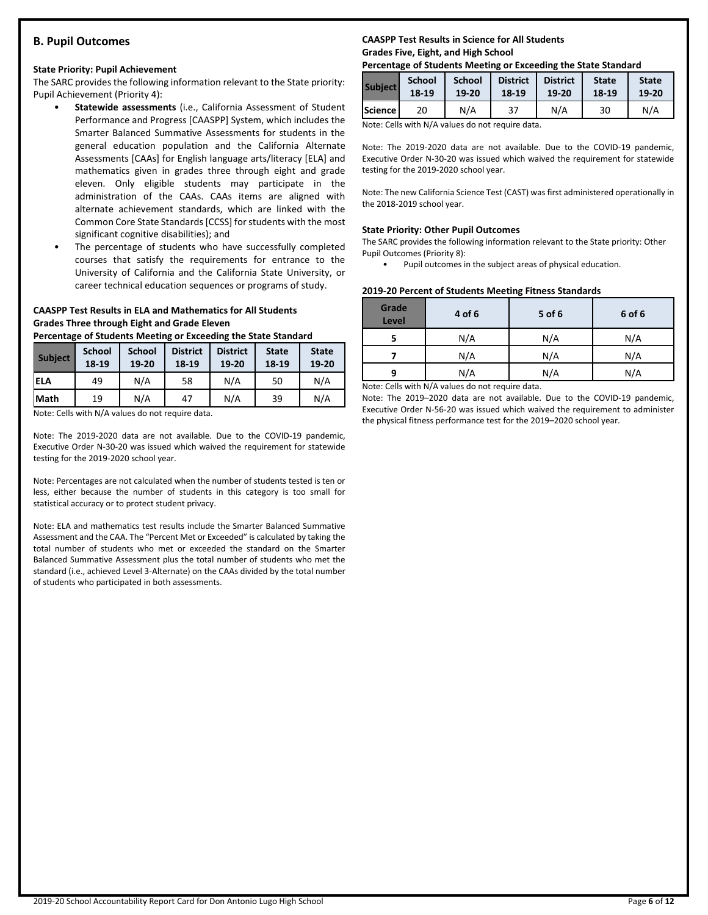## B. Pupil Outcomes

### State Priority: Pupil Achievement

The SARC provides the following information relevant to the State priority: Pupil Achievement (Priority 4):

- **Statewide assessments** (i.e., California Assessment of Student Performance and Progress [CAASPP] System, which includes the Smarter Balanced Summative Assessments for students in the general education population and the California Alternate Assessments [CAAs] for English language arts/literacy [ELA] and mathematics given in grades three through eight and grade eleven. Only eligible students may participate in the administration of the CAAs. CAAs items are aligned with alternate achievement standards, which are linked with the Common Core State Standards [CCSS] for students with the most significant cognitive disabilities); and
- The percentage of students who have successfully completed courses that satisfy the requirements for entrance to the University of California and the California State University, or career technical education sequences or programs of study.

**CAASPP Test Results in ELA and Mathematics for All Students**
**Grades Three through Eight and Grade Eleven**
**Percentage of Students Meeting or Exceeding the State Standard**

| Subject | School 18-19 | School 19-20 | District 18-19 | District 19-20 | State 18-19 | State 19-20 |
|---|---|---|---|---|---|---|
| ELA | 49 | N/A | 58 | N/A | 50 | N/A |
| Math | 19 | N/A | 47 | N/A | 39 | N/A |

Note: Cells with N/A values do not require data.

Note: The 2019-2020 data are not available. Due to the COVID-19 pandemic, Executive Order N-30-20 was issued which waived the requirement for statewide testing for the 2019-2020 school year.

Note: Percentages are not calculated when the number of students tested is ten or less, either because the number of students in this category is too small for statistical accuracy or to protect student privacy.

Note: ELA and mathematics test results include the Smarter Balanced Summative Assessment and the CAA. The "Percent Met or Exceeded" is calculated by taking the total number of students who met or exceeded the standard on the Smarter Balanced Summative Assessment plus the total number of students who met the standard (i.e., achieved Level 3-Alternate) on the CAAs divided by the total number of students who participated in both assessments.

**CAASPP Test Results in Science for All Students**
**Grades Five, Eight, and High School**
**Percentage of Students Meeting or Exceeding the State Standard**

| Subject | School 18-19 | School 19-20 | District 18-19 | District 19-20 | State 18-19 | State 19-20 |
|---|---|---|---|---|---|---|
| Science | 20 | N/A | 37 | N/A | 30 | N/A |

Note: Cells with N/A values do not require data.

Note: The 2019-2020 data are not available. Due to the COVID-19 pandemic, Executive Order N-30-20 was issued which waived the requirement for statewide testing for the 2019-2020 school year.

Note: The new California Science Test (CAST) was first administered operationally in the 2018-2019 school year.

### State Priority: Other Pupil Outcomes

The SARC provides the following information relevant to the State priority: Other Pupil Outcomes (Priority 8):

- Pupil outcomes in the subject areas of physical education.

**2019-20 Percent of Students Meeting Fitness Standards**

| Grade Level | 4 of 6 | 5 of 6 | 6 of 6 |
|---|---|---|---|
| 5 | N/A | N/A | N/A |
| 7 | N/A | N/A | N/A |
| 9 | N/A | N/A | N/A |

Note: Cells with N/A values do not require data.

Note: The 2019–2020 data are not available. Due to the COVID-19 pandemic, Executive Order N-56-20 was issued which waived the requirement to administer the physical fitness performance test for the 2019–2020 school year.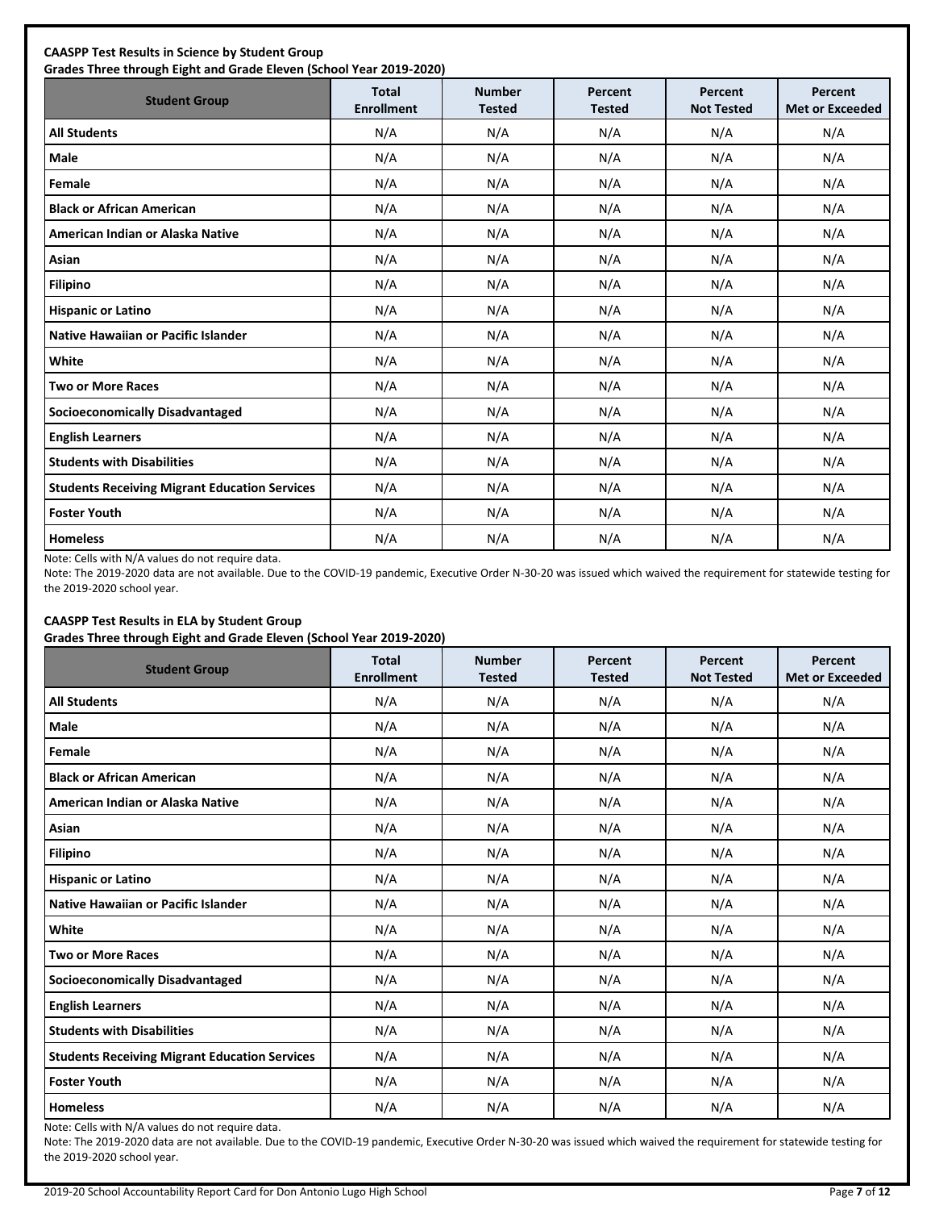**CAASPP Test Results in Science by Student Group**
**Grades Three through Eight and Grade Eleven (School Year 2019-2020)**

| Student Group | Total Enrollment | Number Tested | Percent Tested | Percent Not Tested | Percent Met or Exceeded |
|---|---|---|---|---|---|
| **All Students** | N/A | N/A | N/A | N/A | N/A |
| **Male** | N/A | N/A | N/A | N/A | N/A |
| **Female** | N/A | N/A | N/A | N/A | N/A |
| **Black or African American** | N/A | N/A | N/A | N/A | N/A |
| **American Indian or Alaska Native** | N/A | N/A | N/A | N/A | N/A |
| **Asian** | N/A | N/A | N/A | N/A | N/A |
| **Filipino** | N/A | N/A | N/A | N/A | N/A |
| **Hispanic or Latino** | N/A | N/A | N/A | N/A | N/A |
| **Native Hawaiian or Pacific Islander** | N/A | N/A | N/A | N/A | N/A |
| **White** | N/A | N/A | N/A | N/A | N/A |
| **Two or More Races** | N/A | N/A | N/A | N/A | N/A |
| **Socioeconomically Disadvantaged** | N/A | N/A | N/A | N/A | N/A |
| **English Learners** | N/A | N/A | N/A | N/A | N/A |
| **Students with Disabilities** | N/A | N/A | N/A | N/A | N/A |
| **Students Receiving Migrant Education Services** | N/A | N/A | N/A | N/A | N/A |
| **Foster Youth** | N/A | N/A | N/A | N/A | N/A |
| **Homeless** | N/A | N/A | N/A | N/A | N/A |

Note: Cells with N/A values do not require data.

Note: The 2019-2020 data are not available. Due to the COVID-19 pandemic, Executive Order N-30-20 was issued which waived the requirement for statewide testing for the 2019-2020 school year.

**CAASPP Test Results in ELA by Student Group**
**Grades Three through Eight and Grade Eleven (School Year 2019-2020)**

| Student Group | Total Enrollment | Number Tested | Percent Tested | Percent Not Tested | Percent Met or Exceeded |
|---|---|---|---|---|---|
| **All Students** | N/A | N/A | N/A | N/A | N/A |
| **Male** | N/A | N/A | N/A | N/A | N/A |
| **Female** | N/A | N/A | N/A | N/A | N/A |
| **Black or African American** | N/A | N/A | N/A | N/A | N/A |
| **American Indian or Alaska Native** | N/A | N/A | N/A | N/A | N/A |
| **Asian** | N/A | N/A | N/A | N/A | N/A |
| **Filipino** | N/A | N/A | N/A | N/A | N/A |
| **Hispanic or Latino** | N/A | N/A | N/A | N/A | N/A |
| **Native Hawaiian or Pacific Islander** | N/A | N/A | N/A | N/A | N/A |
| **White** | N/A | N/A | N/A | N/A | N/A |
| **Two or More Races** | N/A | N/A | N/A | N/A | N/A |
| **Socioeconomically Disadvantaged** | N/A | N/A | N/A | N/A | N/A |
| **English Learners** | N/A | N/A | N/A | N/A | N/A |
| **Students with Disabilities** | N/A | N/A | N/A | N/A | N/A |
| **Students Receiving Migrant Education Services** | N/A | N/A | N/A | N/A | N/A |
| **Foster Youth** | N/A | N/A | N/A | N/A | N/A |
| **Homeless** | N/A | N/A | N/A | N/A | N/A |

Note: Cells with N/A values do not require data.

Note: The 2019-2020 data are not available. Due to the COVID-19 pandemic, Executive Order N-30-20 was issued which waived the requirement for statewide testing for the 2019-2020 school year.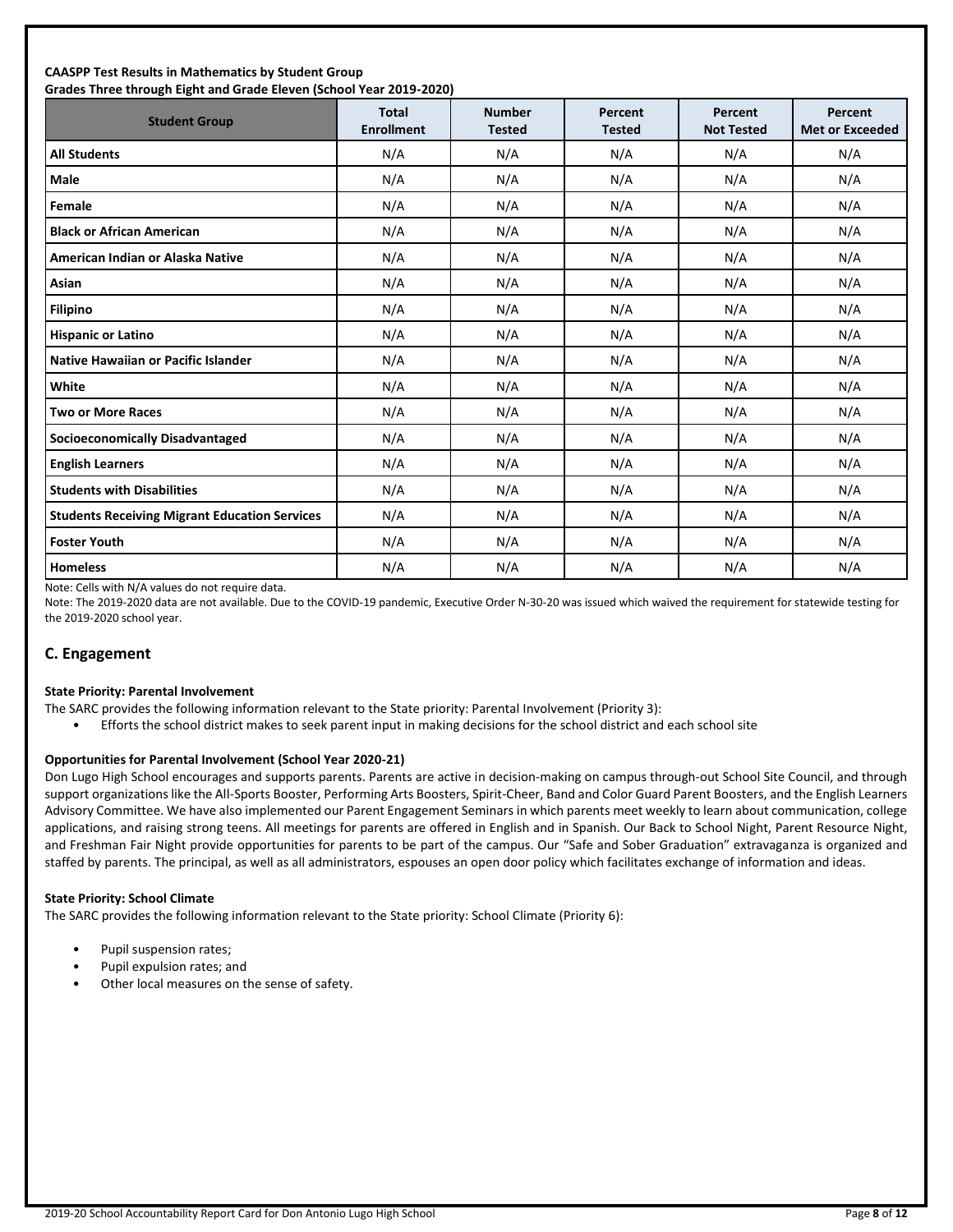**CAASPP Test Results in Mathematics by Student Group**
**Grades Three through Eight and Grade Eleven (School Year 2019-2020)**

| Student Group | Total Enrollment | Number Tested | Percent Tested | Percent Not Tested | Percent Met or Exceeded |
|---|---|---|---|---|---|
| **All Students** | N/A | N/A | N/A | N/A | N/A |
| **Male** | N/A | N/A | N/A | N/A | N/A |
| **Female** | N/A | N/A | N/A | N/A | N/A |
| **Black or African American** | N/A | N/A | N/A | N/A | N/A |
| **American Indian or Alaska Native** | N/A | N/A | N/A | N/A | N/A |
| **Asian** | N/A | N/A | N/A | N/A | N/A |
| **Filipino** | N/A | N/A | N/A | N/A | N/A |
| **Hispanic or Latino** | N/A | N/A | N/A | N/A | N/A |
| **Native Hawaiian or Pacific Islander** | N/A | N/A | N/A | N/A | N/A |
| **White** | N/A | N/A | N/A | N/A | N/A |
| **Two or More Races** | N/A | N/A | N/A | N/A | N/A |
| **Socioeconomically Disadvantaged** | N/A | N/A | N/A | N/A | N/A |
| **English Learners** | N/A | N/A | N/A | N/A | N/A |
| **Students with Disabilities** | N/A | N/A | N/A | N/A | N/A |
| **Students Receiving Migrant Education Services** | N/A | N/A | N/A | N/A | N/A |
| **Foster Youth** | N/A | N/A | N/A | N/A | N/A |
| **Homeless** | N/A | N/A | N/A | N/A | N/A |

Note: Cells with N/A values do not require data.

Note: The 2019-2020 data are not available. Due to the COVID-19 pandemic, Executive Order N-30-20 was issued which waived the requirement for statewide testing for the 2019-2020 school year.

## C. Engagement

**State Priority: Parental Involvement**

The SARC provides the following information relevant to the State priority: Parental Involvement (Priority 3):

- Efforts the school district makes to seek parent input in making decisions for the school district and each school site

**Opportunities for Parental Involvement (School Year 2020-21)**

Don Lugo High School encourages and supports parents. Parents are active in decision-making on campus through-out School Site Council, and through support organizations like the All-Sports Booster, Performing Arts Boosters, Spirit-Cheer, Band and Color Guard Parent Boosters, and the English Learners Advisory Committee. We have also implemented our Parent Engagement Seminars in which parents meet weekly to learn about communication, college applications, and raising strong teens. All meetings for parents are offered in English and in Spanish. Our Back to School Night, Parent Resource Night, and Freshman Fair Night provide opportunities for parents to be part of the campus. Our "Safe and Sober Graduation" extravaganza is organized and staffed by parents. The principal, as well as all administrators, espouses an open door policy which facilitates exchange of information and ideas.

**State Priority: School Climate**

The SARC provides the following information relevant to the State priority: School Climate (Priority 6):

- Pupil suspension rates;
- Pupil expulsion rates; and
- Other local measures on the sense of safety.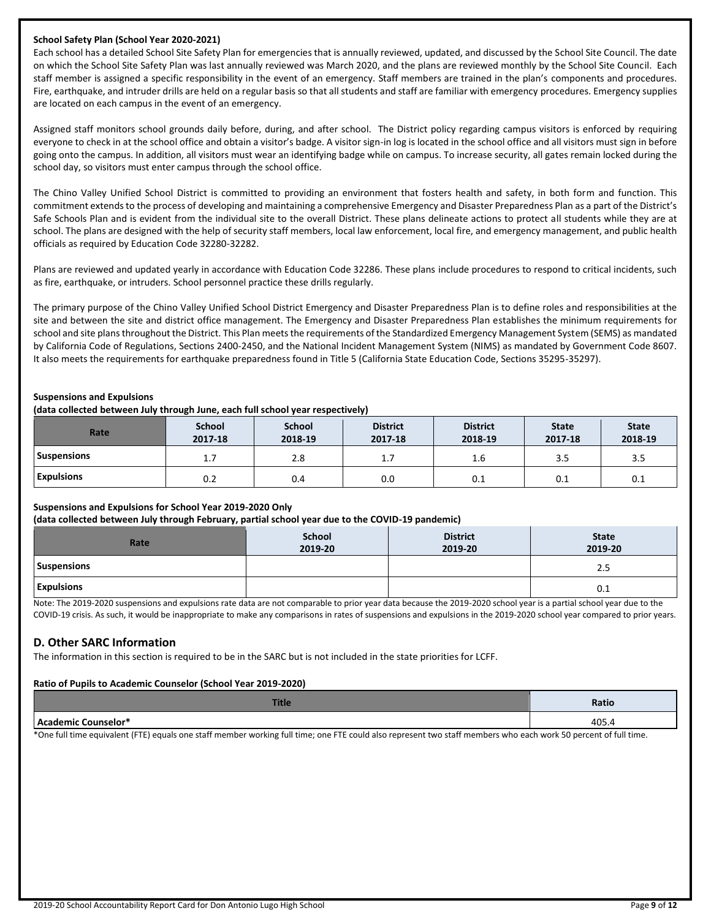**School Safety Plan (School Year 2020-2021)**

Each school has a detailed School Site Safety Plan for emergencies that is annually reviewed, updated, and discussed by the School Site Council. The date on which the School Site Safety Plan was last annually reviewed was March 2020, and the plans are reviewed monthly by the School Site Council. Each staff member is assigned a specific responsibility in the event of an emergency. Staff members are trained in the plan's components and procedures. Fire, earthquake, and intruder drills are held on a regular basis so that all students and staff are familiar with emergency procedures. Emergency supplies are located on each campus in the event of an emergency.

Assigned staff monitors school grounds daily before, during, and after school. The District policy regarding campus visitors is enforced by requiring everyone to check in at the school office and obtain a visitor's badge. A visitor sign-in log is located in the school office and all visitors must sign in before going onto the campus. In addition, all visitors must wear an identifying badge while on campus. To increase security, all gates remain locked during the school day, so visitors must enter campus through the school office.

The Chino Valley Unified School District is committed to providing an environment that fosters health and safety, in both form and function. This commitment extends to the process of developing and maintaining a comprehensive Emergency and Disaster Preparedness Plan as a part of the District's Safe Schools Plan and is evident from the individual site to the overall District. These plans delineate actions to protect all students while they are at school. The plans are designed with the help of security staff members, local law enforcement, local fire, and emergency management, and public health officials as required by Education Code 32280-32282.

Plans are reviewed and updated yearly in accordance with Education Code 32286. These plans include procedures to respond to critical incidents, such as fire, earthquake, or intruders. School personnel practice these drills regularly.

The primary purpose of the Chino Valley Unified School District Emergency and Disaster Preparedness Plan is to define roles and responsibilities at the site and between the site and district office management. The Emergency and Disaster Preparedness Plan establishes the minimum requirements for school and site plans throughout the District. This Plan meets the requirements of the Standardized Emergency Management System (SEMS) as mandated by California Code of Regulations, Sections 2400-2450, and the National Incident Management System (NIMS) as mandated by Government Code 8607. It also meets the requirements for earthquake preparedness found in Title 5 (California State Education Code, Sections 35295-35297).

**Suspensions and Expulsions**
**(data collected between July through June, each full school year respectively)**

| Rate | School 2017-18 | School 2018-19 | District 2017-18 | District 2018-19 | State 2017-18 | State 2018-19 |
|---|---|---|---|---|---|---|
| Suspensions | 1.7 | 2.8 | 1.7 | 1.6 | 3.5 | 3.5 |
| Expulsions | 0.2 | 0.4 | 0.0 | 0.1 | 0.1 | 0.1 |

**Suspensions and Expulsions for School Year 2019-2020 Only**
**(data collected between July through February, partial school year due to the COVID-19 pandemic)**

| Rate | School 2019-20 | District 2019-20 | State 2019-20 |
|---|---|---|---|
| Suspensions | | | 2.5 |
| Expulsions | | | 0.1 |

Note: The 2019-2020 suspensions and expulsions rate data are not comparable to prior year data because the 2019-2020 school year is a partial school year due to the COVID-19 crisis. As such, it would be inappropriate to make any comparisons in rates of suspensions and expulsions in the 2019-2020 school year compared to prior years.

## D. Other SARC Information

The information in this section is required to be in the SARC but is not included in the state priorities for LCFF.

**Ratio of Pupils to Academic Counselor (School Year 2019-2020)**

| Title | Ratio |
|---|---|
| Academic Counselor* | 405.4 |

*One full time equivalent (FTE) equals one staff member working full time; one FTE could also represent two staff members who each work 50 percent of full time.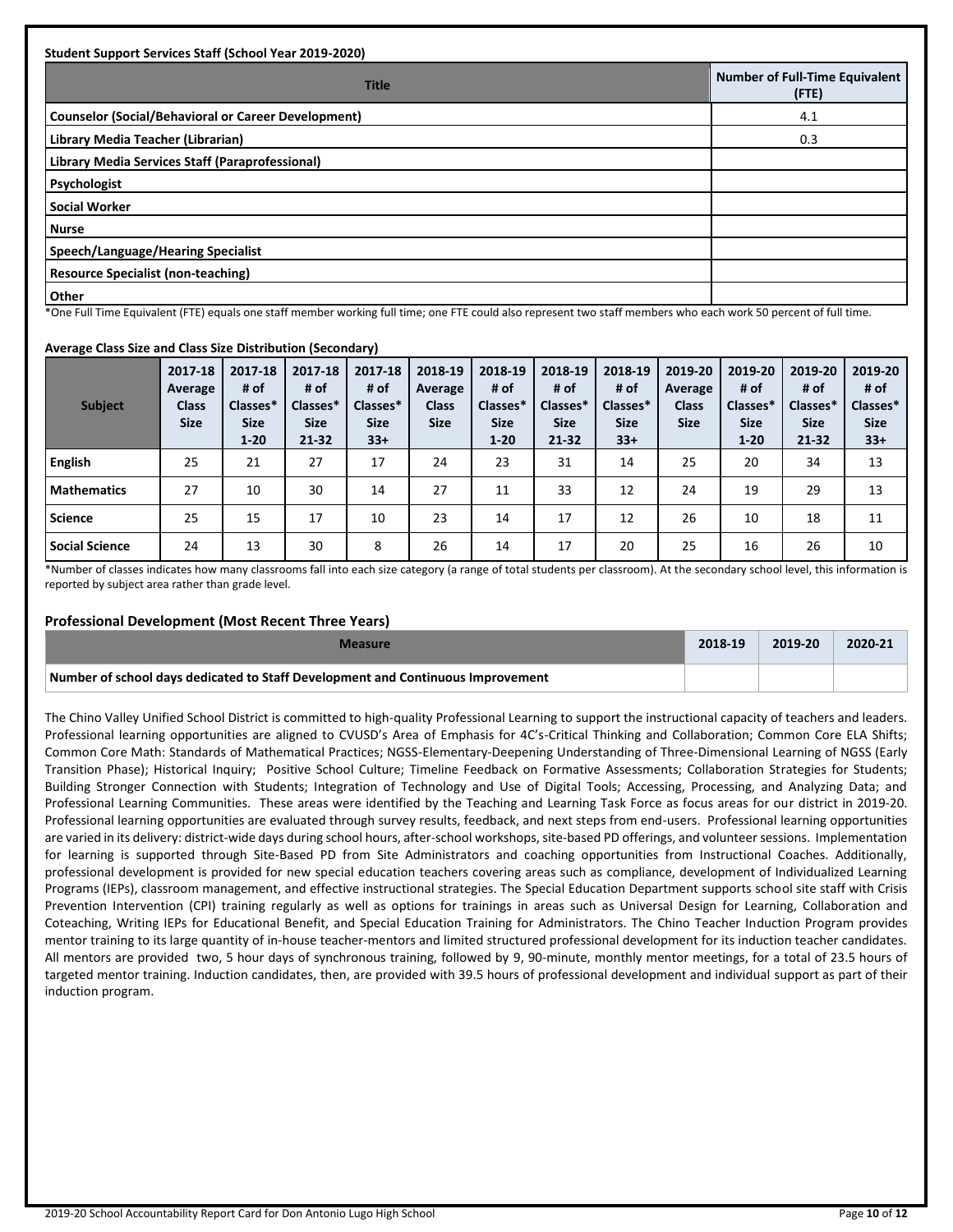**Student Support Services Staff (School Year 2019-2020)**

| Title | Number of Full-Time Equivalent (FTE) |
|---|---|
| Counselor (Social/Behavioral or Career Development) | 4.1 |
| Library Media Teacher (Librarian) | 0.3 |
| Library Media Services Staff (Paraprofessional) | |
| Psychologist | |
| Social Worker | |
| Nurse | |
| Speech/Language/Hearing Specialist | |
| Resource Specialist (non-teaching) | |
| Other | |

*One Full Time Equivalent (FTE) equals one staff member working full time; one FTE could also represent two staff members who each work 50 percent of full time.

**Average Class Size and Class Size Distribution (Secondary)**

| Subject | 2017-18 Average Class Size | 2017-18 # of Classes* Size 1-20 | 2017-18 # of Classes* Size 21-32 | 2017-18 # of Classes* Size 33+ | 2018-19 Average Class Size | 2018-19 # of Classes* Size 1-20 | 2018-19 # of Classes* Size 21-32 | 2018-19 # of Classes* Size 33+ | 2019-20 Average Class Size | 2019-20 # of Classes* Size 1-20 | 2019-20 # of Classes* Size 21-32 | 2019-20 # of Classes* Size 33+ |
|---|---|---|---|---|---|---|---|---|---|---|---|---|
| English | 25 | 21 | 27 | 17 | 24 | 23 | 31 | 14 | 25 | 20 | 34 | 13 |
| Mathematics | 27 | 10 | 30 | 14 | 27 | 11 | 33 | 12 | 24 | 19 | 29 | 13 |
| Science | 25 | 15 | 17 | 10 | 23 | 14 | 17 | 12 | 26 | 10 | 18 | 11 |
| Social Science | 24 | 13 | 30 | 8 | 26 | 14 | 17 | 20 | 25 | 16 | 26 | 10 |

*Number of classes indicates how many classrooms fall into each size category (a range of total students per classroom). At the secondary school level, this information is reported by subject area rather than grade level.

## Professional Development (Most Recent Three Years)

| Measure | 2018-19 | 2019-20 | 2020-21 |
|---|---|---|---|
| Number of school days dedicated to Staff Development and Continuous Improvement | | | |

The Chino Valley Unified School District is committed to high-quality Professional Learning to support the instructional capacity of teachers and leaders. Professional learning opportunities are aligned to CVUSD's Area of Emphasis for 4C's-Critical Thinking and Collaboration; Common Core ELA Shifts; Common Core Math: Standards of Mathematical Practices; NGSS-Elementary-Deepening Understanding of Three-Dimensional Learning of NGSS (Early Transition Phase); Historical Inquiry; Positive School Culture; Timeline Feedback on Formative Assessments; Collaboration Strategies for Students; Building Stronger Connection with Students; Integration of Technology and Use of Digital Tools; Accessing, Processing, and Analyzing Data; and Professional Learning Communities. These areas were identified by the Teaching and Learning Task Force as focus areas for our district in 2019-20. Professional learning opportunities are evaluated through survey results, feedback, and next steps from end-users. Professional learning opportunities are varied in its delivery: district-wide days during school hours, after-school workshops, site-based PD offerings, and volunteer sessions. Implementation for learning is supported through Site-Based PD from Site Administrators and coaching opportunities from Instructional Coaches. Additionally, professional development is provided for new special education teachers covering areas such as compliance, development of Individualized Learning Programs (IEPs), classroom management, and effective instructional strategies. The Special Education Department supports school site staff with Crisis Prevention Intervention (CPI) training regularly as well as options for trainings in areas such as Universal Design for Learning, Collaboration and Coteaching, Writing IEPs for Educational Benefit, and Special Education Training for Administrators. The Chino Teacher Induction Program provides mentor training to its large quantity of in-house teacher-mentors and limited structured professional development for its induction teacher candidates. All mentors are provided two, 5 hour days of synchronous training, followed by 9, 90-minute, monthly mentor meetings, for a total of 23.5 hours of targeted mentor training. Induction candidates, then, are provided with 39.5 hours of professional development and individual support as part of their induction program.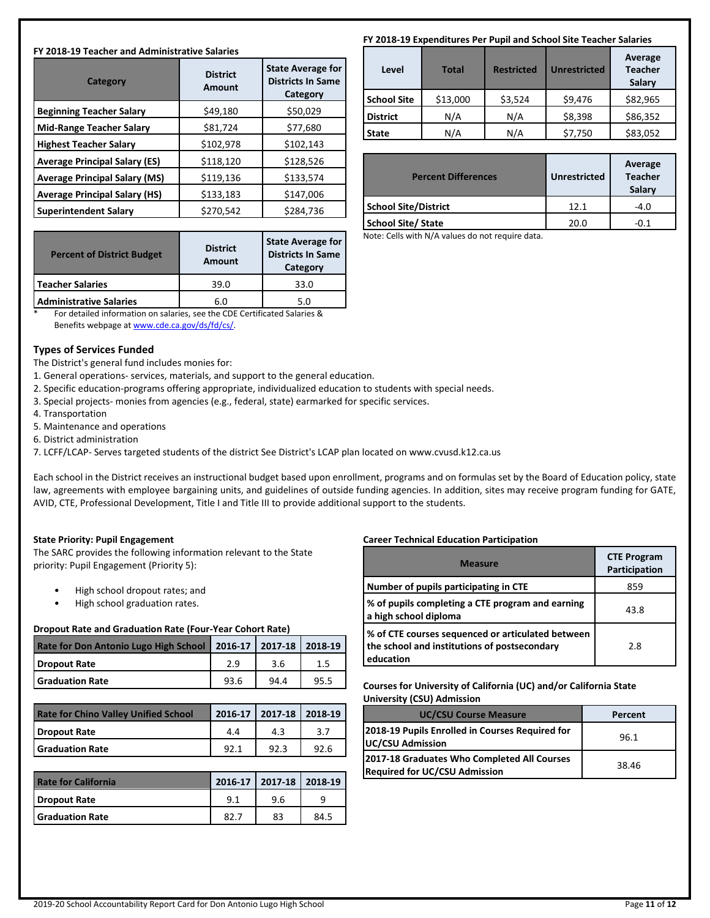**FY 2018-19 Teacher and Administrative Salaries**

| Category | District Amount | State Average for Districts In Same Category |
|---|---|---|
| Beginning Teacher Salary | $49,180 | $50,029 |
| Mid-Range Teacher Salary | $81,724 | $77,680 |
| Highest Teacher Salary | $102,978 | $102,143 |
| Average Principal Salary (ES) | $118,120 | $128,526 |
| Average Principal Salary (MS) | $119,136 | $133,574 |
| Average Principal Salary (HS) | $133,183 | $147,006 |
| Superintendent Salary | $270,542 | $284,736 |

| Percent of District Budget | District Amount | State Average for Districts In Same Category |
|---|---|---|
| Teacher Salaries | 39.0 | 33.0 |
| Administrative Salaries | 6.0 | 5.0 |

* For detailed information on salaries, see the CDE Certificated Salaries & Benefits webpage at www.cde.ca.gov/ds/fd/cs/.

**FY 2018-19 Expenditures Per Pupil and School Site Teacher Salaries**

| Level | Total | Restricted | Unrestricted | Average Teacher Salary |
|---|---|---|---|---|
| School Site | $13,000 | $3,524 | $9,476 | $82,965 |
| District | N/A | N/A | $8,398 | $86,352 |
| State | N/A | N/A | $7,750 | $83,052 |

| Percent Differences | Unrestricted | Average Teacher Salary |
|---|---|---|
| School Site/District | 12.1 | -4.0 |
| School Site/ State | 20.0 | -0.1 |

Note: Cells with N/A values do not require data.

## Types of Services Funded

The District's general fund includes monies for:

1. General operations- services, materials, and support to the general education.
2. Specific education-programs offering appropriate, individualized education to students with special needs.
3. Special projects- monies from agencies (e.g., federal, state) earmarked for specific services.
4. Transportation
5. Maintenance and operations
6. District administration
7. LCFF/LCAP- Serves targeted students of the district See District's LCAP plan located on www.cvusd.k12.ca.us

Each school in the District receives an instructional budget based upon enrollment, programs and on formulas set by the Board of Education policy, state law, agreements with employee bargaining units, and guidelines of outside funding agencies. In addition, sites may receive program funding for GATE, AVID, CTE, Professional Development, Title I and Title III to provide additional support to the students.

**State Priority: Pupil Engagement**

The SARC provides the following information relevant to the State priority: Pupil Engagement (Priority 5):

- High school dropout rates; and
- High school graduation rates.

**Dropout Rate and Graduation Rate (Four-Year Cohort Rate)**

| Rate for Don Antonio Lugo High School | 2016-17 | 2017-18 | 2018-19 |
|---|---|---|---|
| Dropout Rate | 2.9 | 3.6 | 1.5 |
| Graduation Rate | 93.6 | 94.4 | 95.5 |

| Rate for Chino Valley Unified School | 2016-17 | 2017-18 | 2018-19 |
|---|---|---|---|
| Dropout Rate | 4.4 | 4.3 | 3.7 |
| Graduation Rate | 92.1 | 92.3 | 92.6 |

| Rate for California | 2016-17 | 2017-18 | 2018-19 |
|---|---|---|---|
| Dropout Rate | 9.1 | 9.6 | 9 |
| Graduation Rate | 82.7 | 83 | 84.5 |

**Career Technical Education Participation**

| Measure | CTE Program Participation |
|---|---|
| Number of pupils participating in CTE | 859 |
| % of pupils completing a CTE program and earning a high school diploma | 43.8 |
| % of CTE courses sequenced or articulated between the school and institutions of postsecondary education | 2.8 |

**Courses for University of California (UC) and/or California State University (CSU) Admission**

| UC/CSU Course Measure | Percent |
|---|---|
| 2018-19 Pupils Enrolled in Courses Required for UC/CSU Admission | 96.1 |
| 2017-18 Graduates Who Completed All Courses Required for UC/CSU Admission | 38.46 |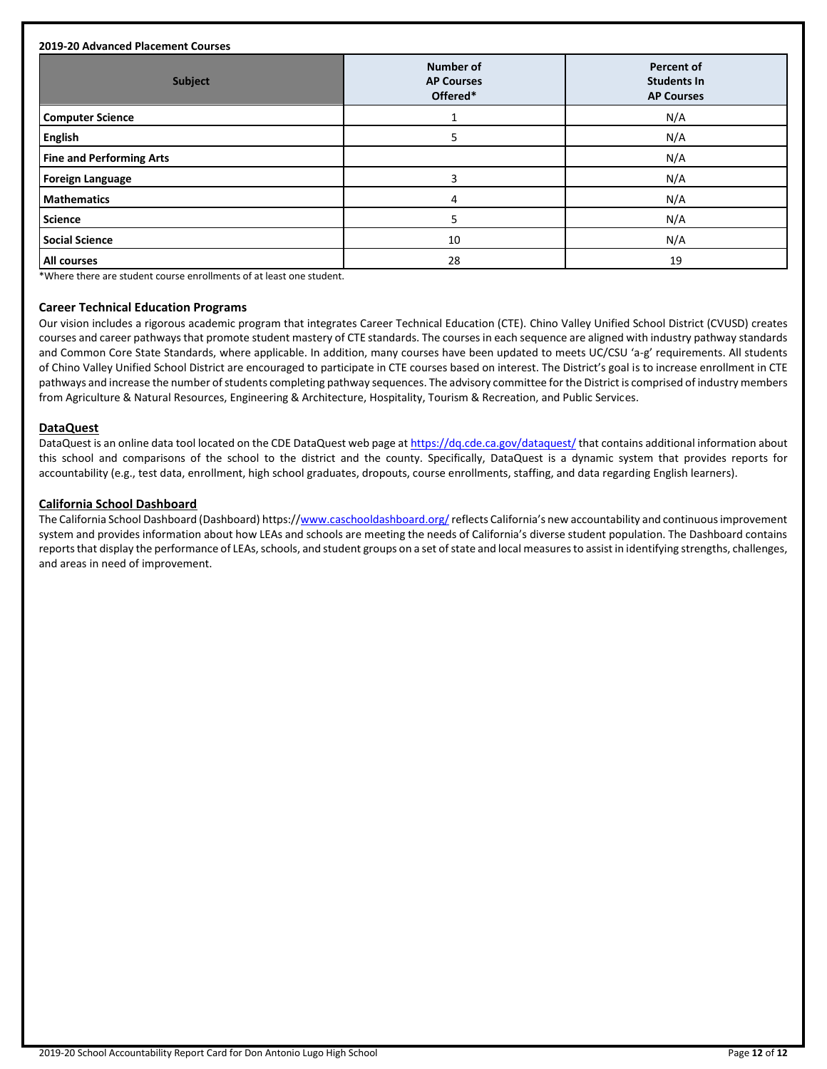**2019-20 Advanced Placement Courses**

| Subject | Number of AP Courses Offered* | Percent of Students In AP Courses |
|---|---|---|
| Computer Science | 1 | N/A |
| English | 5 | N/A |
| Fine and Performing Arts | | N/A |
| Foreign Language | 3 | N/A |
| Mathematics | 4 | N/A |
| Science | 5 | N/A |
| Social Science | 10 | N/A |
| All courses | 28 | 19 |

*Where there are student course enrollments of at least one student.

### Career Technical Education Programs

Our vision includes a rigorous academic program that integrates Career Technical Education (CTE). Chino Valley Unified School District (CVUSD) creates courses and career pathways that promote student mastery of CTE standards. The courses in each sequence are aligned with industry pathway standards and Common Core State Standards, where applicable. In addition, many courses have been updated to meets UC/CSU 'a-g' requirements. All students of Chino Valley Unified School District are encouraged to participate in CTE courses based on interest. The District's goal is to increase enrollment in CTE pathways and increase the number of students completing pathway sequences. The advisory committee for the District is comprised of industry members from Agriculture & Natural Resources, Engineering & Architecture, Hospitality, Tourism & Recreation, and Public Services.

### DataQuest

DataQuest is an online data tool located on the CDE DataQuest web page at https://dq.cde.ca.gov/dataquest/ that contains additional information about this school and comparisons of the school to the district and the county. Specifically, DataQuest is a dynamic system that provides reports for accountability (e.g., test data, enrollment, high school graduates, dropouts, course enrollments, staffing, and data regarding English learners).

### California School Dashboard

The California School Dashboard (Dashboard) https://www.caschooldashboard.org/ reflects California's new accountability and continuous improvement system and provides information about how LEAs and schools are meeting the needs of California's diverse student population. The Dashboard contains reports that display the performance of LEAs, schools, and student groups on a set of state and local measures to assist in identifying strengths, challenges, and areas in need of improvement.